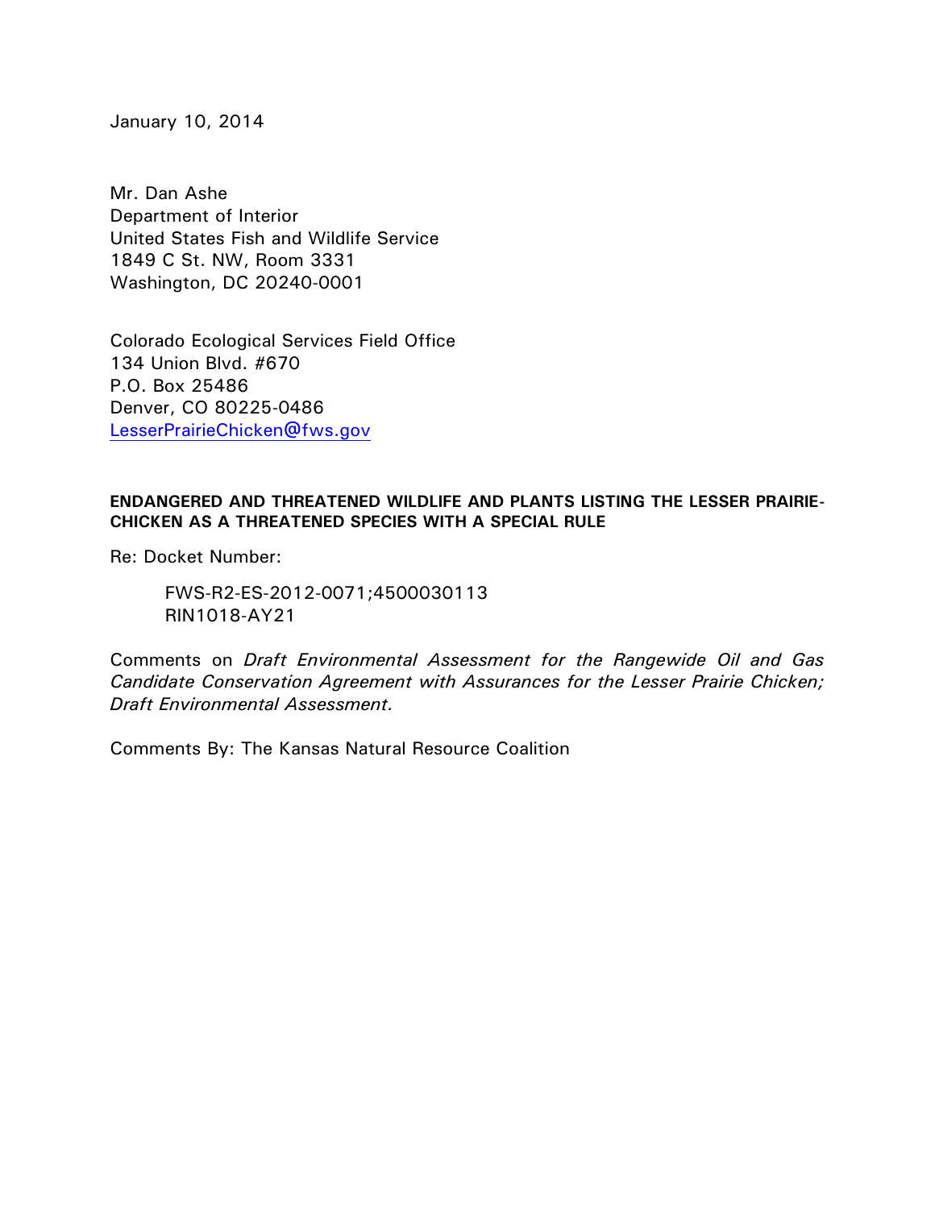January 10, 2014

Mr. Dan Ashe  
Department of Interior  
United States Fish and Wildlife Service  
1849 C St. NW, Room 3331  
Washington, DC 20240-0001

Colorado Ecological Services Field Office  
134 Union Blvd. #670  
P.O. Box 25486  
Denver, CO 80225-0486  
LesserPrairieChicken@fws.gov

**ENDANGERED AND THREATENED WILDLIFE AND PLANTS LISTING THE LESSER PRAIRIE-CHICKEN AS A THREATENED SPECIES WITH A SPECIAL RULE**

Re: Docket Number:

> FWS-R2-ES-2012-0071;4500030113  
> RIN1018-AY21

Comments on *Draft Environmental Assessment for the Rangewide Oil and Gas Candidate Conservation Agreement with Assurances for the Lesser Prairie Chicken; Draft Environmental Assessment.*

Comments By: The Kansas Natural Resource Coalition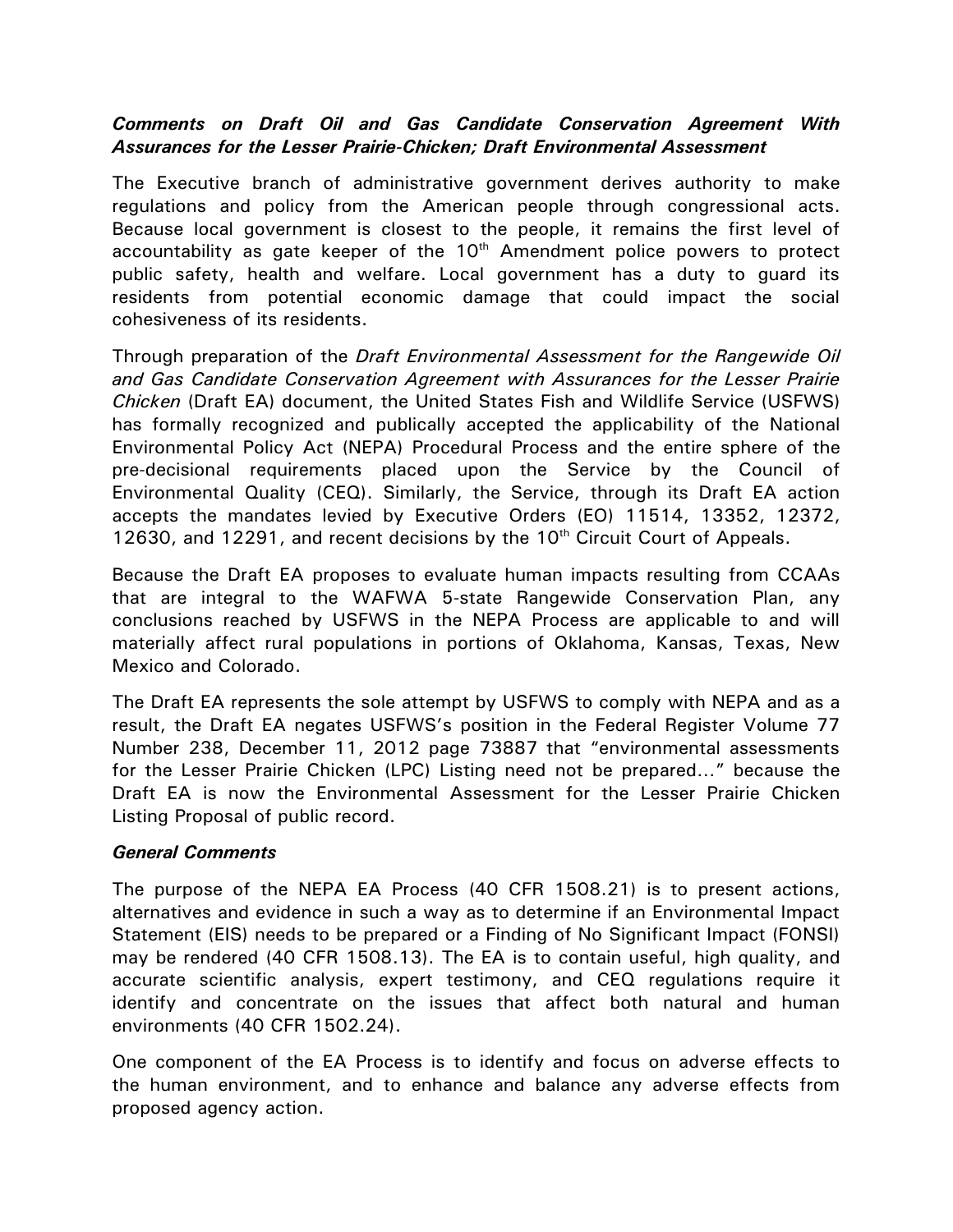***Comments on Draft Oil and Gas Candidate Conservation Agreement With Assurances for the Lesser Prairie-Chicken; Draft Environmental Assessment***

The Executive branch of administrative government derives authority to make regulations and policy from the American people through congressional acts. Because local government is closest to the people, it remains the first level of accountability as gate keeper of the 10th Amendment police powers to protect public safety, health and welfare. Local government has a duty to guard its residents from potential economic damage that could impact the social cohesiveness of its residents.

Through preparation of the *Draft Environmental Assessment for the Rangewide Oil and Gas Candidate Conservation Agreement with Assurances for the Lesser Prairie Chicken* (Draft EA) document, the United States Fish and Wildlife Service (USFWS) has formally recognized and publically accepted the applicability of the National Environmental Policy Act (NEPA) Procedural Process and the entire sphere of the pre-decisional requirements placed upon the Service by the Council of Environmental Quality (CEQ). Similarly, the Service, through its Draft EA action accepts the mandates levied by Executive Orders (EO) 11514, 13352, 12372, 12630, and 12291, and recent decisions by the 10th Circuit Court of Appeals.

Because the Draft EA proposes to evaluate human impacts resulting from CCAAs that are integral to the WAFWA 5-state Rangewide Conservation Plan, any conclusions reached by USFWS in the NEPA Process are applicable to and will materially affect rural populations in portions of Oklahoma, Kansas, Texas, New Mexico and Colorado.

The Draft EA represents the sole attempt by USFWS to comply with NEPA and as a result, the Draft EA negates USFWS's position in the Federal Register Volume 77 Number 238, December 11, 2012 page 73887 that "environmental assessments for the Lesser Prairie Chicken (LPC) Listing need not be prepared…" because the Draft EA is now the Environmental Assessment for the Lesser Prairie Chicken Listing Proposal of public record.

***General Comments***

The purpose of the NEPA EA Process (40 CFR 1508.21) is to present actions, alternatives and evidence in such a way as to determine if an Environmental Impact Statement (EIS) needs to be prepared or a Finding of No Significant Impact (FONSI) may be rendered (40 CFR 1508.13). The EA is to contain useful, high quality, and accurate scientific analysis, expert testimony, and CEQ regulations require it identify and concentrate on the issues that affect both natural and human environments (40 CFR 1502.24).

One component of the EA Process is to identify and focus on adverse effects to the human environment, and to enhance and balance any adverse effects from proposed agency action.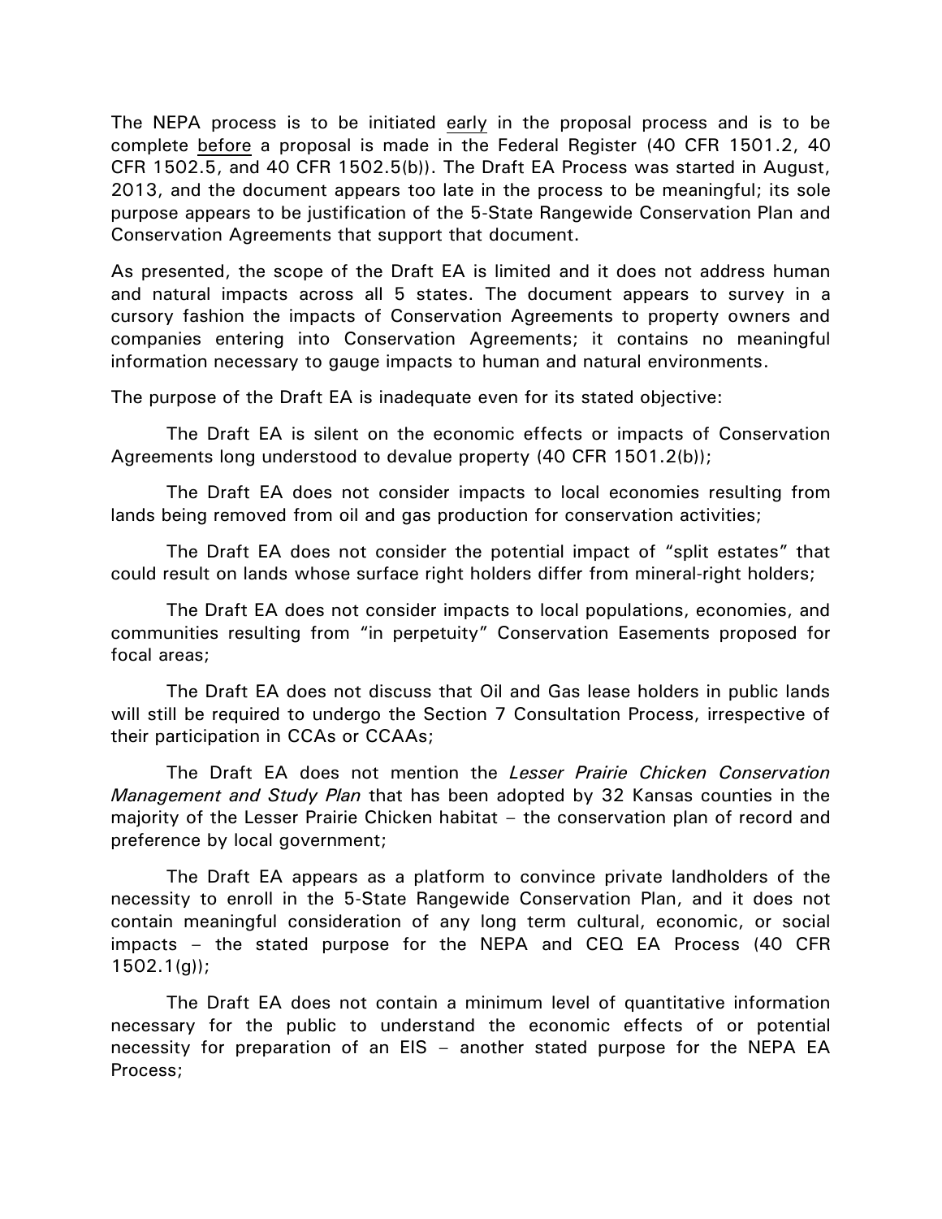The NEPA process is to be initiated <u>early</u> in the proposal process and is to be complete <u>before</u> a proposal is made in the Federal Register (40 CFR 1501.2, 40 CFR 1502.5, and 40 CFR 1502.5(b)). The Draft EA Process was started in August, 2013, and the document appears too late in the process to be meaningful; its sole purpose appears to be justification of the 5-State Rangewide Conservation Plan and Conservation Agreements that support that document.

As presented, the scope of the Draft EA is limited and it does not address human and natural impacts across all 5 states. The document appears to survey in a cursory fashion the impacts of Conservation Agreements to property owners and companies entering into Conservation Agreements; it contains no meaningful information necessary to gauge impacts to human and natural environments.

The purpose of the Draft EA is inadequate even for its stated objective:

The Draft EA is silent on the economic effects or impacts of Conservation Agreements long understood to devalue property (40 CFR 1501.2(b));

The Draft EA does not consider impacts to local economies resulting from lands being removed from oil and gas production for conservation activities;

The Draft EA does not consider the potential impact of "split estates" that could result on lands whose surface right holders differ from mineral-right holders;

The Draft EA does not consider impacts to local populations, economies, and communities resulting from "in perpetuity" Conservation Easements proposed for focal areas;

The Draft EA does not discuss that Oil and Gas lease holders in public lands will still be required to undergo the Section 7 Consultation Process, irrespective of their participation in CCAs or CCAAs;

The Draft EA does not mention the *Lesser Prairie Chicken Conservation Management and Study Plan* that has been adopted by 32 Kansas counties in the majority of the Lesser Prairie Chicken habitat – the conservation plan of record and preference by local government;

The Draft EA appears as a platform to convince private landholders of the necessity to enroll in the 5-State Rangewide Conservation Plan, and it does not contain meaningful consideration of any long term cultural, economic, or social impacts – the stated purpose for the NEPA and CEQ EA Process (40 CFR 1502.1(g));

The Draft EA does not contain a minimum level of quantitative information necessary for the public to understand the economic effects of or potential necessity for preparation of an EIS – another stated purpose for the NEPA EA Process;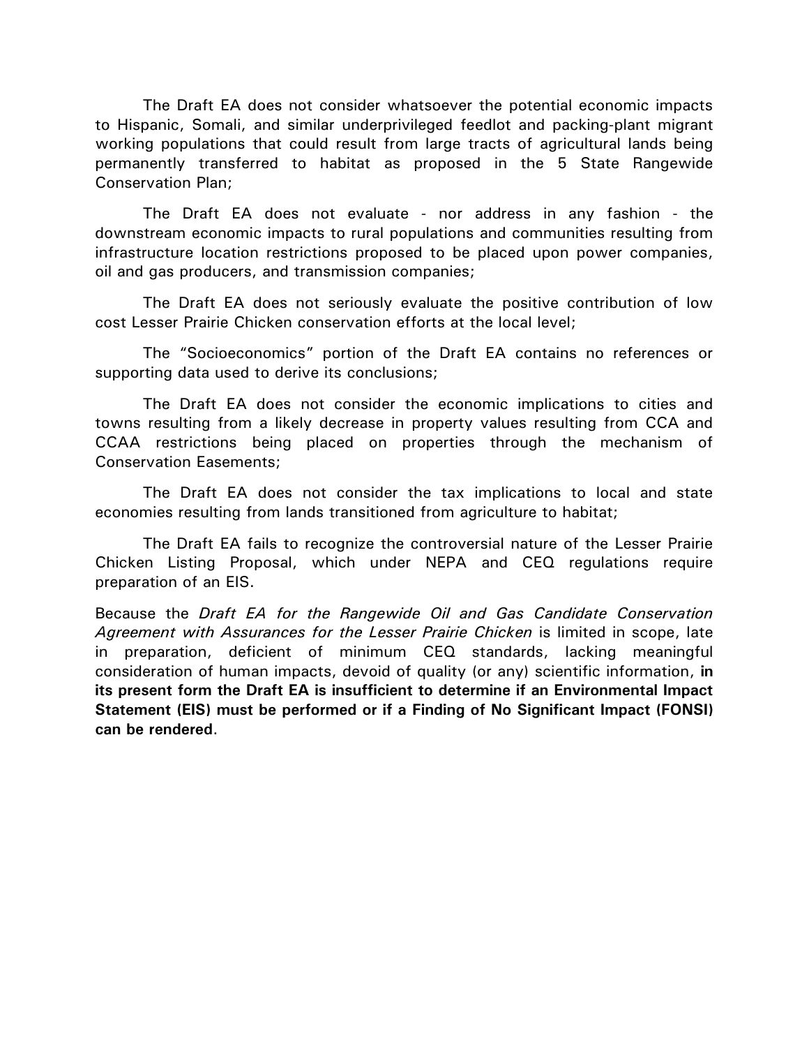The Draft EA does not consider whatsoever the potential economic impacts to Hispanic, Somali, and similar underprivileged feedlot and packing-plant migrant working populations that could result from large tracts of agricultural lands being permanently transferred to habitat as proposed in the 5 State Rangewide Conservation Plan;

The Draft EA does not evaluate - nor address in any fashion - the downstream economic impacts to rural populations and communities resulting from infrastructure location restrictions proposed to be placed upon power companies, oil and gas producers, and transmission companies;

The Draft EA does not seriously evaluate the positive contribution of low cost Lesser Prairie Chicken conservation efforts at the local level;

The "Socioeconomics" portion of the Draft EA contains no references or supporting data used to derive its conclusions;

The Draft EA does not consider the economic implications to cities and towns resulting from a likely decrease in property values resulting from CCA and CCAA restrictions being placed on properties through the mechanism of Conservation Easements;

The Draft EA does not consider the tax implications to local and state economies resulting from lands transitioned from agriculture to habitat;

The Draft EA fails to recognize the controversial nature of the Lesser Prairie Chicken Listing Proposal, which under NEPA and CEQ regulations require preparation of an EIS.

Because the *Draft EA for the Rangewide Oil and Gas Candidate Conservation Agreement with Assurances for the Lesser Prairie Chicken* is limited in scope, late in preparation, deficient of minimum CEQ standards, lacking meaningful consideration of human impacts, devoid of quality (or any) scientific information, **in its present form the Draft EA is insufficient to determine if an Environmental Impact Statement (EIS) must be performed or if a Finding of No Significant Impact (FONSI) can be rendered.**